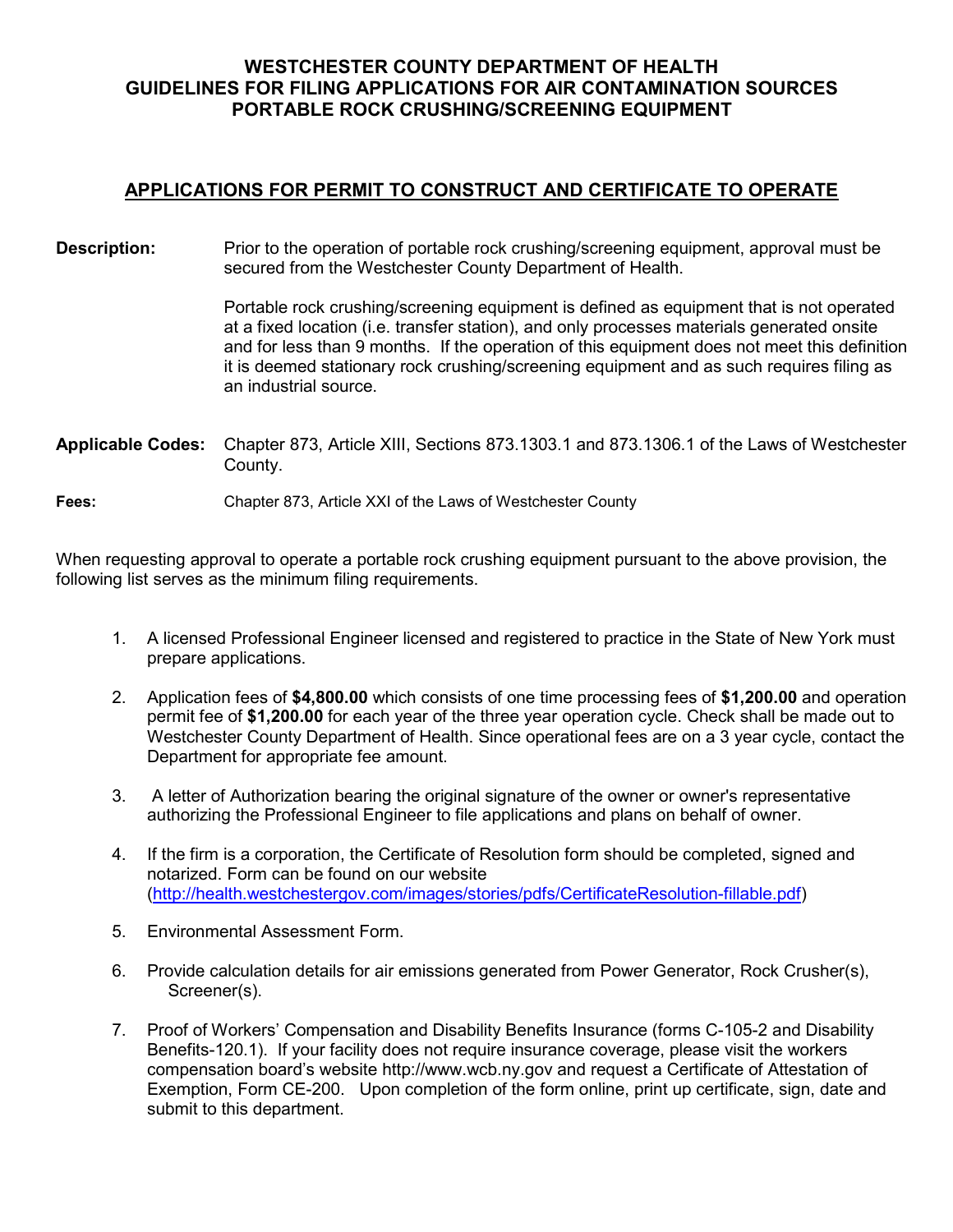# WESTCHESTER COUNTY DEPARTMENT OF HEALTH
# GUIDELINES FOR FILING APPLICATIONS FOR AIR CONTAMINATION SOURCES
# PORTABLE ROCK CRUSHING/SCREENING EQUIPMENT

## APPLICATIONS FOR PERMIT TO CONSTRUCT AND CERTIFICATE TO OPERATE

**Description:** Prior to the operation of portable rock crushing/screening equipment, approval must be secured from the Westchester County Department of Health.

Portable rock crushing/screening equipment is defined as equipment that is not operated at a fixed location (i.e. transfer station), and only processes materials generated onsite and for less than 9 months. If the operation of this equipment does not meet this definition it is deemed stationary rock crushing/screening equipment and as such requires filing as an industrial source.

**Applicable Codes:** Chapter 873, Article XIII, Sections 873.1303.1 and 873.1306.1 of the Laws of Westchester County.

**Fees:** Chapter 873, Article XXI of the Laws of Westchester County

When requesting approval to operate a portable rock crushing equipment pursuant to the above provision, the following list serves as the minimum filing requirements.

1. A licensed Professional Engineer licensed and registered to practice in the State of New York must prepare applications.

2. Application fees of **$4,800.00** which consists of one time processing fees of **$1,200.00** and operation permit fee of **$1,200.00** for each year of the three year operation cycle. Check shall be made out to Westchester County Department of Health. Since operational fees are on a 3 year cycle, contact the Department for appropriate fee amount.

3. A letter of Authorization bearing the original signature of the owner or owner's representative authorizing the Professional Engineer to file applications and plans on behalf of owner.

4. If the firm is a corporation, the Certificate of Resolution form should be completed, signed and notarized. Form can be found on our website (http://health.westchestergov.com/images/stories/pdfs/CertificateResolution-fillable.pdf)

5. Environmental Assessment Form.

6. Provide calculation details for air emissions generated from Power Generator, Rock Crusher(s), Screener(s).

7. Proof of Workers' Compensation and Disability Benefits Insurance (forms C-105-2 and Disability Benefits-120.1). If your facility does not require insurance coverage, please visit the workers compensation board's website http://www.wcb.ny.gov and request a Certificate of Attestation of Exemption, Form CE-200. Upon completion of the form online, print up certificate, sign, date and submit to this department.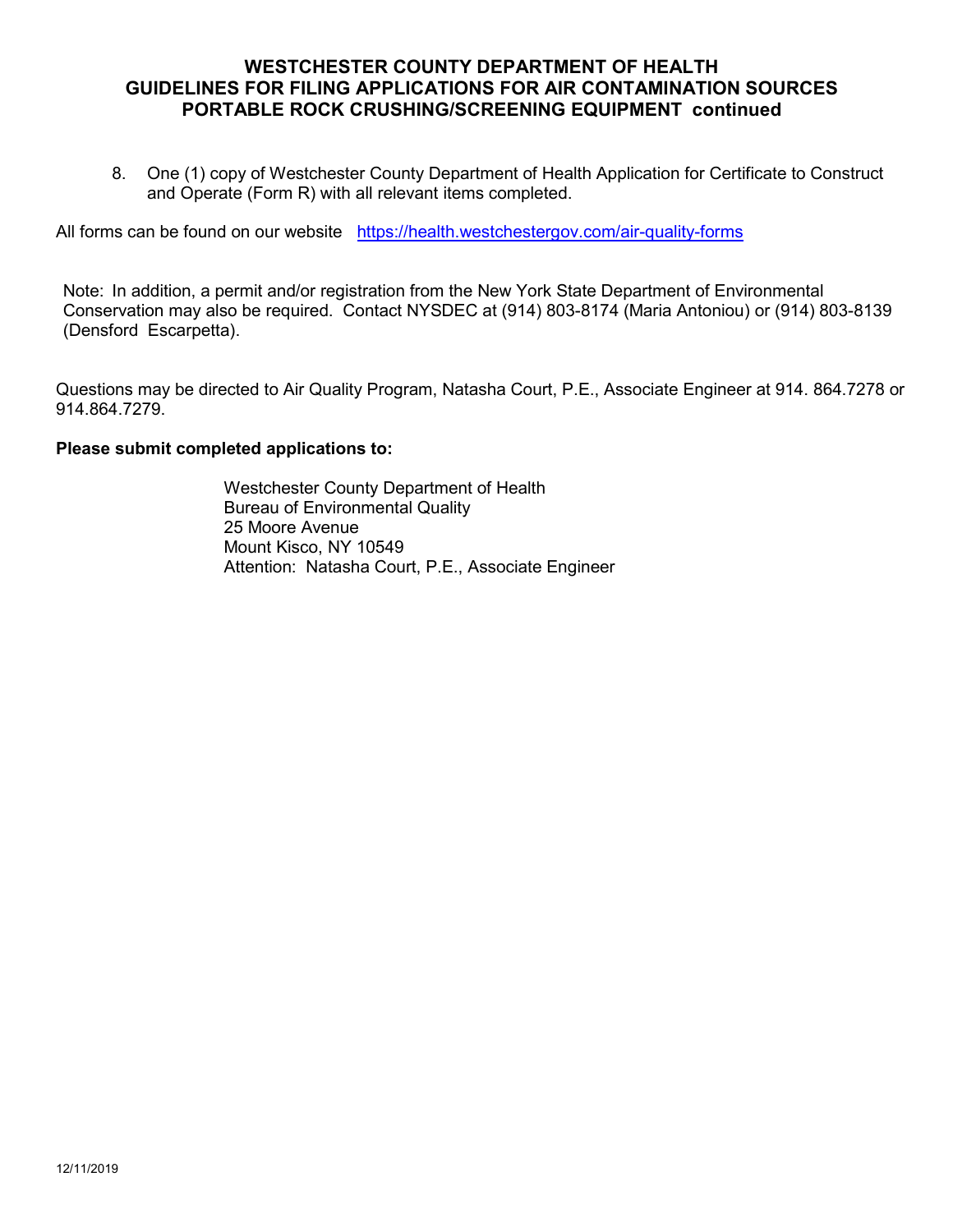**WESTCHESTER COUNTY DEPARTMENT OF HEALTH**
**GUIDELINES FOR FILING APPLICATIONS FOR AIR CONTAMINATION SOURCES**
**PORTABLE ROCK CRUSHING/SCREENING EQUIPMENT continued**

8. One (1) copy of Westchester County Department of Health Application for Certificate to Construct and Operate (Form R) with all relevant items completed.

All forms can be found on our website https://health.westchestergov.com/air-quality-forms

Note: In addition, a permit and/or registration from the New York State Department of Environmental Conservation may also be required. Contact NYSDEC at (914) 803-8174 (Maria Antoniou) or (914) 803-8139 (Densford Escarpetta).

Questions may be directed to Air Quality Program, Natasha Court, P.E., Associate Engineer at 914. 864.7278 or 914.864.7279.

**Please submit completed applications to:**

Westchester County Department of Health
Bureau of Environmental Quality
25 Moore Avenue
Mount Kisco, NY 10549
Attention: Natasha Court, P.E., Associate Engineer

12/11/2019